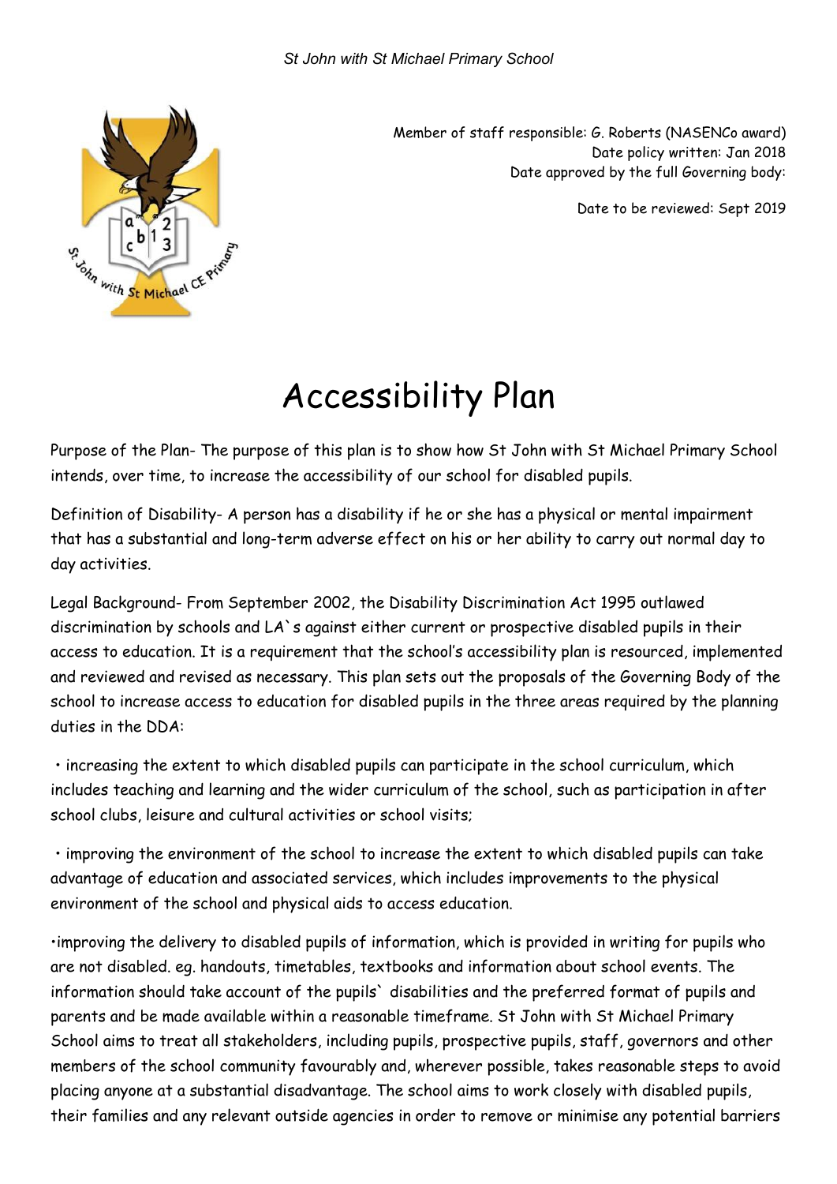Member of staff responsible: G. Roberts (NASENCo award)
Date policy written: Jan 2018
Date approved by the full Governing body:

Date to be reviewed: Sept 2019

# Accessibility Plan

Purpose of the Plan- The purpose of this plan is to show how St John with St Michael Primary School intends, over time, to increase the accessibility of our school for disabled pupils.

Definition of Disability- A person has a disability if he or she has a physical or mental impairment that has a substantial and long-term adverse effect on his or her ability to carry out normal day to day activities.

Legal Background- From September 2002, the Disability Discrimination Act 1995 outlawed discrimination by schools and LA`s against either current or prospective disabled pupils in their access to education. It is a requirement that the school's accessibility plan is resourced, implemented and reviewed and revised as necessary. This plan sets out the proposals of the Governing Body of the school to increase access to education for disabled pupils in the three areas required by the planning duties in the DDA:

• increasing the extent to which disabled pupils can participate in the school curriculum, which includes teaching and learning and the wider curriculum of the school, such as participation in after school clubs, leisure and cultural activities or school visits;

• improving the environment of the school to increase the extent to which disabled pupils can take advantage of education and associated services, which includes improvements to the physical environment of the school and physical aids to access education.

•improving the delivery to disabled pupils of information, which is provided in writing for pupils who are not disabled. eg. handouts, timetables, textbooks and information about school events. The information should take account of the pupils` disabilities and the preferred format of pupils and parents and be made available within a reasonable timeframe. St John with St Michael Primary School aims to treat all stakeholders, including pupils, prospective pupils, staff, governors and other members of the school community favourably and, wherever possible, takes reasonable steps to avoid placing anyone at a substantial disadvantage. The school aims to work closely with disabled pupils, their families and any relevant outside agencies in order to remove or minimise any potential barriers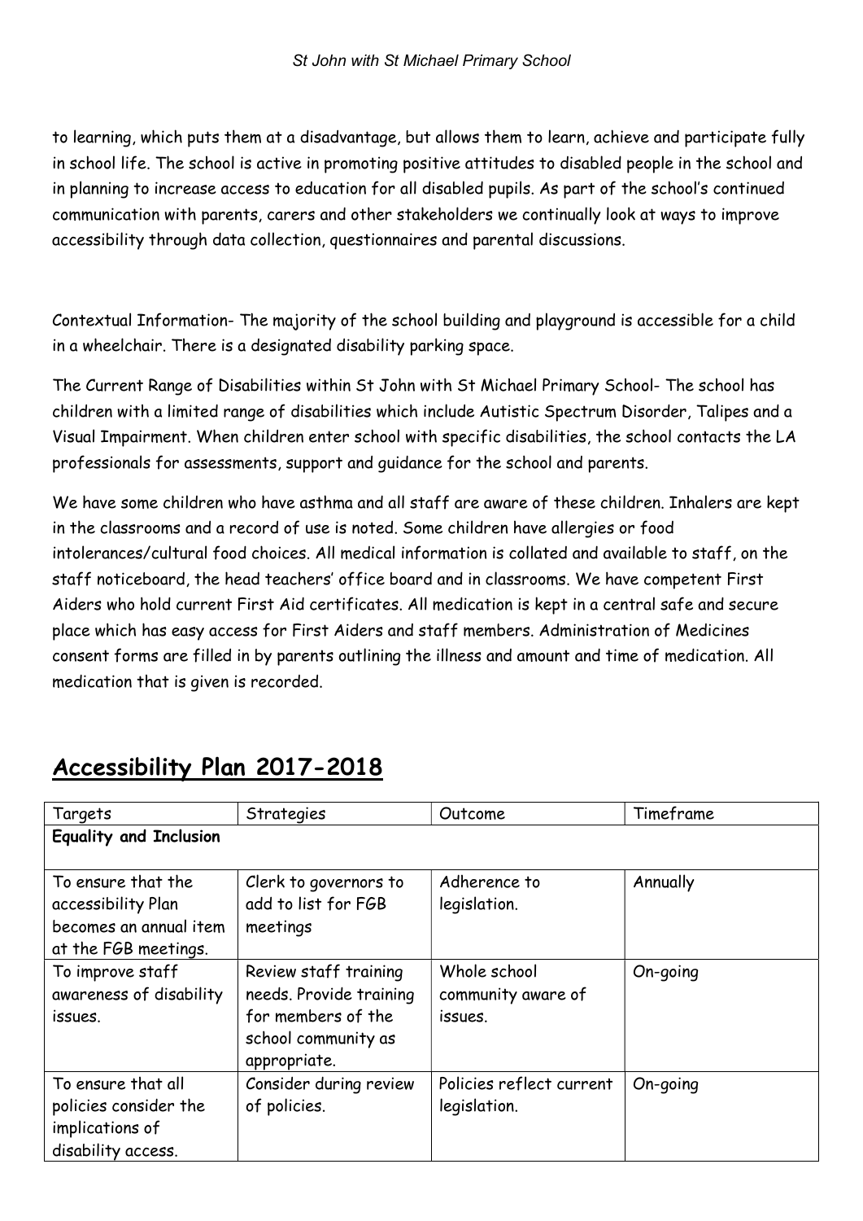to learning, which puts them at a disadvantage, but allows them to learn, achieve and participate fully in school life. The school is active in promoting positive attitudes to disabled people in the school and in planning to increase access to education for all disabled pupils. As part of the school's continued communication with parents, carers and other stakeholders we continually look at ways to improve accessibility through data collection, questionnaires and parental discussions.

Contextual Information- The majority of the school building and playground is accessible for a child in a wheelchair. There is a designated disability parking space.

The Current Range of Disabilities within St John with St Michael Primary School- The school has children with a limited range of disabilities which include Autistic Spectrum Disorder, Talipes and a Visual Impairment. When children enter school with specific disabilities, the school contacts the LA professionals for assessments, support and guidance for the school and parents.

We have some children who have asthma and all staff are aware of these children. Inhalers are kept in the classrooms and a record of use is noted. Some children have allergies or food intolerances/cultural food choices. All medical information is collated and available to staff, on the staff noticeboard, the head teachers' office board and in classrooms. We have competent First Aiders who hold current First Aid certificates. All medication is kept in a central safe and secure place which has easy access for First Aiders and staff members. Administration of Medicines consent forms are filled in by parents outlining the illness and amount and time of medication. All medication that is given is recorded.

## Accessibility Plan 2017-2018

| Targets | Strategies | Outcome | Timeframe |
|---|---|---|---|
| **Equality and Inclusion** | | | |
| To ensure that the accessibility Plan becomes an annual item at the FGB meetings. | Clerk to governors to add to list for FGB meetings | Adherence to legislation. | Annually |
| To improve staff awareness of disability issues. | Review staff training needs. Provide training for members of the school community as appropriate. | Whole school community aware of issues. | On-going |
| To ensure that all policies consider the implications of disability access. | Consider during review of policies. | Policies reflect current legislation. | On-going |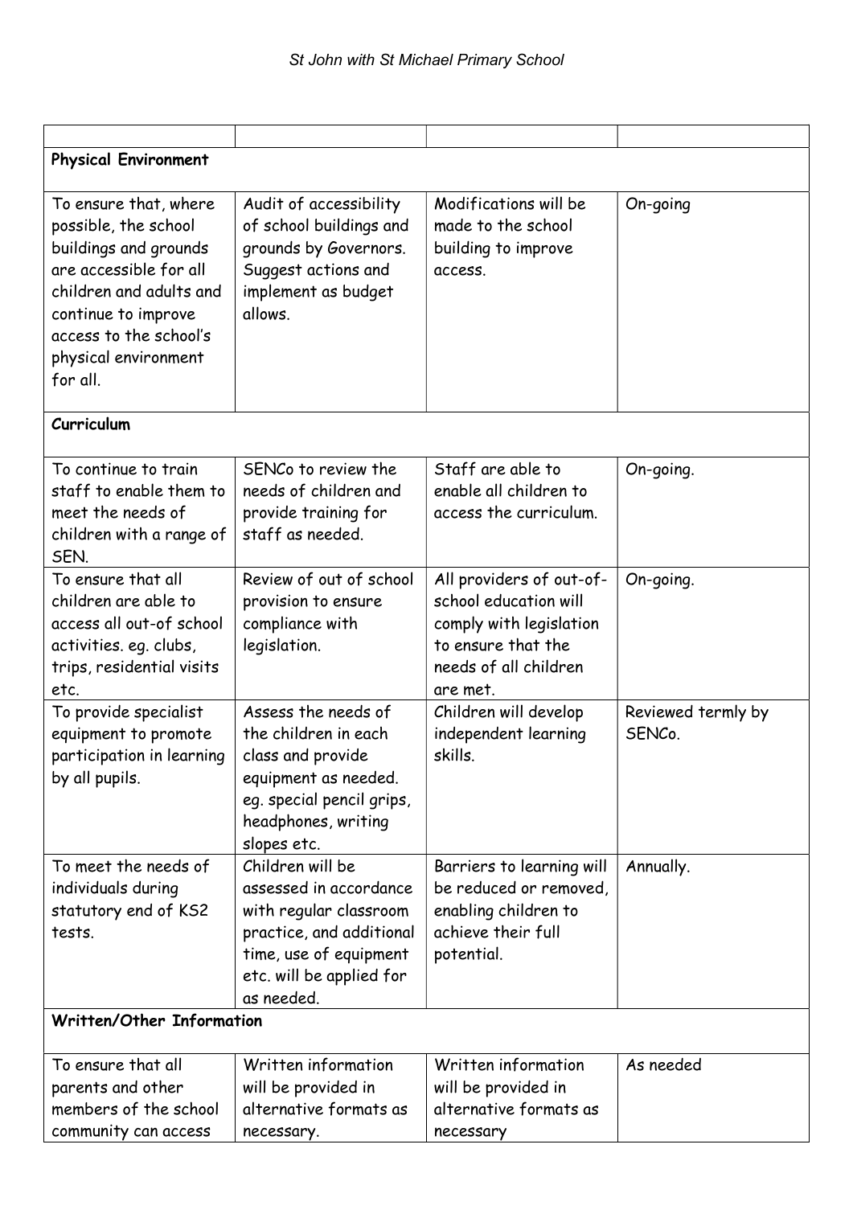| | | | |
|---|---|---|---|
| **Physical Environment** | | | |
| To ensure that, where possible, the school buildings and grounds are accessible for all children and adults and continue to improve access to the school's physical environment for all. | Audit of accessibility of school buildings and grounds by Governors. Suggest actions and implement as budget allows. | Modifications will be made to the school building to improve access. | On-going |
| **Curriculum** | | | |
| To continue to train staff to enable them to meet the needs of children with a range of SEN. | SENCo to review the needs of children and provide training for staff as needed. | Staff are able to enable all children to access the curriculum. | On-going. |
| To ensure that all children are able to access all out-of school activities. eg. clubs, trips, residential visits etc. | Review of out of school provision to ensure compliance with legislation. | All providers of out-of-school education will comply with legislation to ensure that the needs of all children are met. | On-going. |
| To provide specialist equipment to promote participation in learning by all pupils. | Assess the needs of the children in each class and provide equipment as needed. eg. special pencil grips, headphones, writing slopes etc. | Children will develop independent learning skills. | Reviewed termly by SENCo. |
| To meet the needs of individuals during statutory end of KS2 tests. | Children will be assessed in accordance with regular classroom practice, and additional time, use of equipment etc. will be applied for as needed. | Barriers to learning will be reduced or removed, enabling children to achieve their full potential. | Annually. |
| **Written/Other Information** | | | |
| To ensure that all parents and other members of the school community can access | Written information will be provided in alternative formats as necessary. | Written information will be provided in alternative formats as necessary | As needed |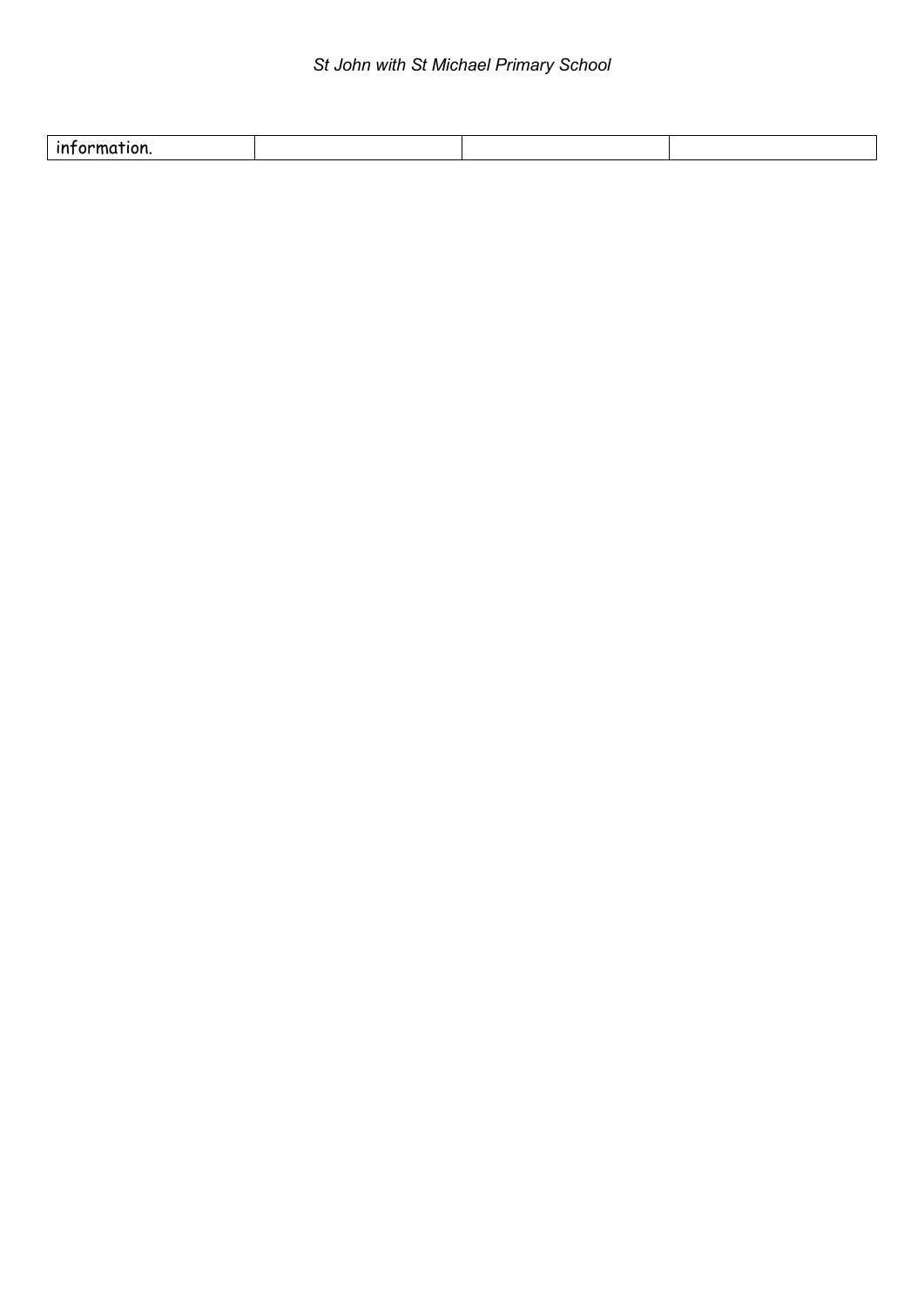| | | | |
|---|---|---|---|
| information. | | | |